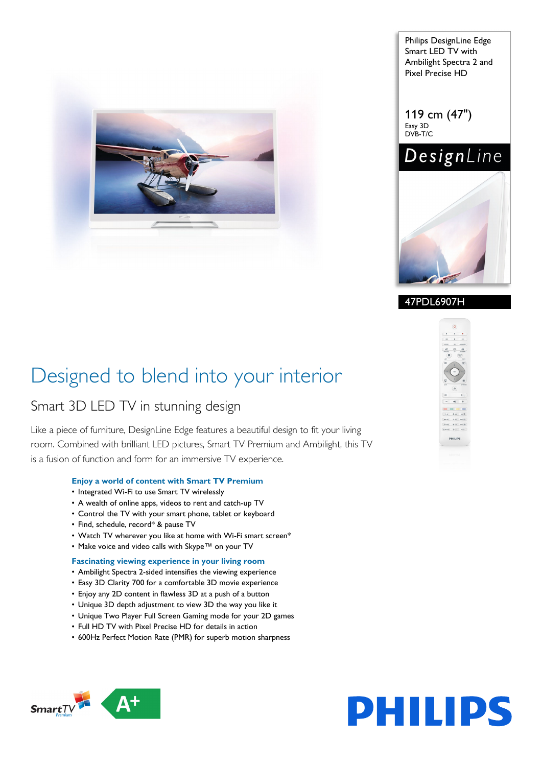Philips DesignLine Edge Smart LED TV with Ambilight Spectra 2 and Pixel Precise HD

119 cm (47")
Easy 3D
DVB-T/C

DesignLine

47PDL6907H

# Designed to blend into your interior

## Smart 3D LED TV in stunning design

Like a piece of furniture, DesignLine Edge features a beautiful design to fit your living room. Combined with brilliant LED pictures, Smart TV Premium and Ambilight, this TV is a fusion of function and form for an immersive TV experience.

### Enjoy a world of content with Smart TV Premium

- Integrated Wi-Fi to use Smart TV wirelessly
- A wealth of online apps, videos to rent and catch-up TV
- Control the TV with your smart phone, tablet or keyboard
- Find, schedule, record* & pause TV
- Watch TV wherever you like at home with Wi-Fi smart screen*
- Make voice and video calls with Skype™ on your TV

### Fascinating viewing experience in your living room

- Ambilight Spectra 2-sided intensifies the viewing experience
- Easy 3D Clarity 700 for a comfortable 3D movie experience
- Enjoy any 2D content in flawless 3D at a push of a button
- Unique 3D depth adjustment to view 3D the way you like it
- Unique Two Player Full Screen Gaming mode for your 2D games
- Full HD TV with Pixel Precise HD for details in action
- 600Hz Perfect Motion Rate (PMR) for superb motion sharpness

SmartTV Premium

A+

PHILIPS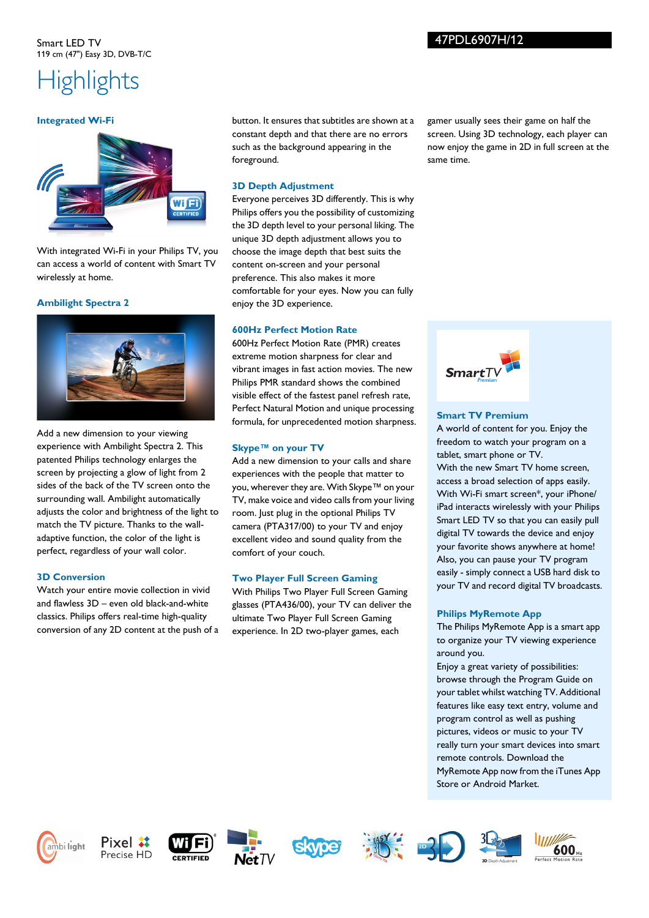Smart LED TV
119 cm (47") Easy 3D, DVB-T/C

47PDL6907H/12

# Highlights

### Integrated Wi-Fi

With integrated Wi-Fi in your Philips TV, you can access a world of content with Smart TV wirelessly at home.

### Ambilight Spectra 2

Add a new dimension to your viewing experience with Ambilight Spectra 2. This patented Philips technology enlarges the screen by projecting a glow of light from 2 sides of the back of the TV screen onto the surrounding wall. Ambilight automatically adjusts the color and brightness of the light to match the TV picture. Thanks to the wall-adaptive function, the color of the light is perfect, regardless of your wall color.

### 3D Conversion

Watch your entire movie collection in vivid and flawless 3D – even old black-and-white classics. Philips offers real-time high-quality conversion of any 2D content at the push of a button. It ensures that subtitles are shown at a constant depth and that there are no errors such as the background appearing in the foreground.

### 3D Depth Adjustment

Everyone perceives 3D differently. This is why Philips offers you the possibility of customizing the 3D depth level to your personal liking. The unique 3D depth adjustment allows you to choose the image depth that best suits the content on-screen and your personal preference. This also makes it more comfortable for your eyes. Now you can fully enjoy the 3D experience.

### 600Hz Perfect Motion Rate

600Hz Perfect Motion Rate (PMR) creates extreme motion sharpness for clear and vibrant images in fast action movies. The new Philips PMR standard shows the combined visible effect of the fastest panel refresh rate, Perfect Natural Motion and unique processing formula, for unprecedented motion sharpness.

### Skype™ on your TV

Add a new dimension to your calls and share experiences with the people that matter to you, wherever they are. With Skype™ on your TV, make voice and video calls from your living room. Just plug in the optional Philips TV camera (PTA317/00) to your TV and enjoy excellent video and sound quality from the comfort of your couch.

### Two Player Full Screen Gaming

With Philips Two Player Full Screen Gaming glasses (PTA436/00), your TV can deliver the ultimate Two Player Full Screen Gaming experience. In 2D two-player games, each gamer usually sees their game on half the screen. Using 3D technology, each player can now enjoy the game in 2D in full screen at the same time.

### Smart TV Premium

A world of content for you. Enjoy the freedom to watch your program on a tablet, smart phone or TV.
With the new Smart TV home screen, access a broad selection of apps easily. With Wi-Fi smart screen*, your iPhone/ iPad interacts wirelessly with your Philips Smart LED TV so that you can easily pull digital TV towards the device and enjoy your favorite shows anywhere at home! Also, you can pause your TV program easily - simply connect a USB hard disk to your TV and record digital TV broadcasts.

### Philips MyRemote App

The Philips MyRemote App is a smart app to organize your TV viewing experience around you.
Enjoy a great variety of possibilities: browse through the Program Guide on your tablet whilst watching TV. Additional features like easy text entry, volume and program control as well as pushing pictures, videos or music to your TV really turn your smart devices into smart remote controls. Download the MyRemote App now from the iTunes App Store or Android Market.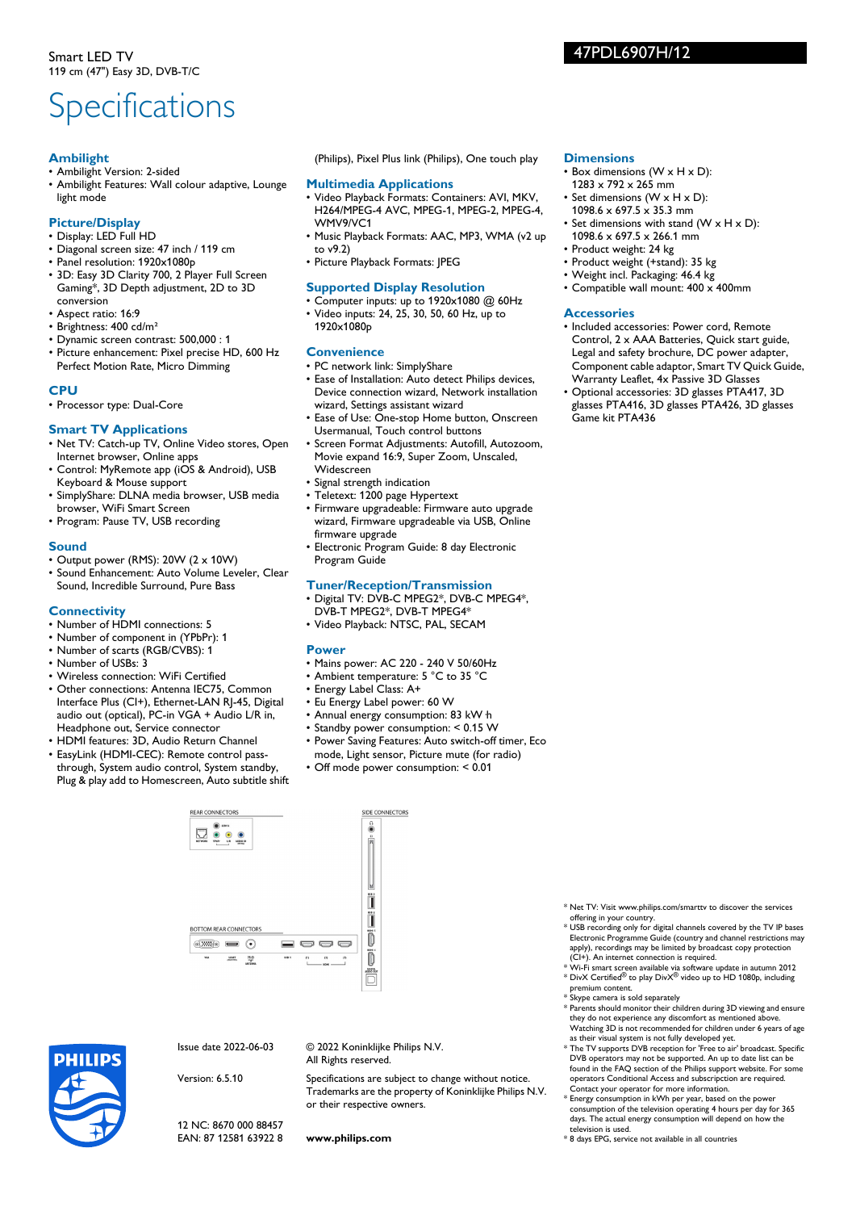Smart LED TV
119 cm (47") Easy 3D, DVB-T/C

47PDL6907H/12

# Specifications

## Ambilight

- Ambilight Version: 2-sided
- Ambilight Features: Wall colour adaptive, Lounge light mode

## Picture/Display

- Display: LED Full HD
- Diagonal screen size: 47 inch / 119 cm
- Panel resolution: 1920x1080p
- 3D: Easy 3D Clarity 700, 2 Player Full Screen Gaming*, 3D Depth adjustment, 2D to 3D conversion
- Aspect ratio: 16:9
- Brightness: 400 cd/m²
- Dynamic screen contrast: 500,000 : 1
- Picture enhancement: Pixel precise HD, 600 Hz Perfect Motion Rate, Micro Dimming

## CPU

- Processor type: Dual-Core

## Smart TV Applications

- Net TV: Catch-up TV, Online Video stores, Open Internet browser, Online apps
- Control: MyRemote app (iOS & Android), USB Keyboard & Mouse support
- SimplyShare: DLNA media browser, USB media browser, WiFi Smart Screen
- Program: Pause TV, USB recording

## Sound

- Output power (RMS): 20W (2 x 10W)
- Sound Enhancement: Auto Volume Leveler, Clear Sound, Incredible Surround, Pure Bass

## Connectivity

- Number of HDMI connections: 5
- Number of component in (YPbPr): 1
- Number of scarts (RGB/CVBS): 1
- Number of USBs: 3
- Wireless connection: WiFi Certified
- Other connections: Antenna IEC75, Common Interface Plus (CI+), Ethernet-LAN RJ-45, Digital audio out (optical), PC-in VGA + Audio L/R in, Headphone out, Service connector
- HDMI features: 3D, Audio Return Channel
- EasyLink (HDMI-CEC): Remote control pass-through, System audio control, System standby, Plug & play add to Homescreen, Auto subtitle shift (Philips), Pixel Plus link (Philips), One touch play

## Multimedia Applications

- Video Playback Formats: Containers: AVI, MKV, H264/MPEG-4 AVC, MPEG-1, MPEG-2, MPEG-4, WMV9/VC1
- Music Playback Formats: AAC, MP3, WMA (v2 up to v9.2)
- Picture Playback Formats: JPEG

## Supported Display Resolution

- Computer inputs: up to 1920x1080 @ 60Hz
- Video inputs: 24, 25, 30, 50, 60 Hz, up to 1920x1080p

## Convenience

- PC network link: SimplyShare
- Ease of Installation: Auto detect Philips devices, Device connection wizard, Network installation wizard, Settings assistant wizard
- Ease of Use: One-stop Home button, Onscreen Usermanual, Touch control buttons
- Screen Format Adjustments: Autofill, Autozoom, Movie expand 16:9, Super Zoom, Unscaled, Widescreen
- Signal strength indication
- Teletext: 1200 page Hypertext
- Firmware upgradeable: Firmware auto upgrade wizard, Firmware upgradeable via USB, Online firmware upgrade
- Electronic Program Guide: 8 day Electronic Program Guide

## Tuner/Reception/Transmission

- Digital TV: DVB-C MPEG2*, DVB-C MPEG4*, DVB-T MPEG2*, DVB-T MPEG4*
- Video Playback: NTSC, PAL, SECAM

## Power

- Mains power: AC 220 - 240 V 50/60Hz
- Ambient temperature: 5 °C to 35 °C
- Energy Label Class: A+
- Eu Energy Label power: 60 W
- Annual energy consumption: 83 kW h
- Standby power consumption: < 0.15 W
- Power Saving Features: Auto switch-off timer, Eco mode, Light sensor, Picture mute (for radio)
- Off mode power consumption: < 0.01

## Dimensions

- Box dimensions (W x H x D): 1283 x 792 x 265 mm
- Set dimensions (W x H x D): 1098.6 x 697.5 x 35.3 mm
- Set dimensions with stand (W x H x D): 1098.6 x 697.5 x 266.1 mm
- Product weight: 24 kg
- Product weight (+stand): 35 kg
- Weight incl. Packaging: 46.4 kg
- Compatible wall mount: 400 x 400mm

## Accessories

- Included accessories: Power cord, Remote Control, 2 x AAA Batteries, Quick start guide, Legal and safety brochure, DC power adapter, Component cable adaptor, Smart TV Quick Guide, Warranty Leaflet, 4x Passive 3D Glasses
- Optional accessories: 3D glasses PTA417, 3D glasses PTA416, 3D glasses PTA426, 3D glasses Game kit PTA436

REAR CONNECTORS

SIDE CONNECTORS

BOTTOM REAR CONNECTORS

\* Net TV: Visit www.philips.com/smarttv to discover the services offering in your country.
\* USB recording only for digital channels covered by the TV IP bases Electronic Programme Guide (country and channel restrictions may apply), recordings may be limited by broadcast copy protection (CI+). An internet connection is required.
\* Wi-Fi smart screen available via software update in autumn 2012
\* DivX Certified® to play DivX® video up to HD 1080p, including premium content.
\* Skype camera is sold separately
\* Parents should monitor their children during 3D viewing and ensure they do not experience any discomfort as mentioned above. Watching 3D is not recommended for children under 6 years of age as their visual system is not fully developed yet.
\* The TV supports DVB reception for 'Free to air' broadcast. Specific DVB operators may not be supported. An up to date list can be found in the FAQ section of the Philips support website. For some operators Conditional Access and subscription are required. Contact your operator for more information.
\* Energy consumption in kWh per year, based on the power consumption of the television operating 4 hours per day for 365 days. The actual energy consumption will depend on how the television is used.
\* 8 days EPG, service not available in all countries

Issue date 2022-06-03

Version: 6.5.10

12 NC: 8670 000 88457
EAN: 87 12581 63922 8

© 2022 Koninklijke Philips N.V.
All Rights reserved.

Specifications are subject to change without notice. Trademarks are the property of Koninklijke Philips N.V. or their respective owners.

www.philips.com